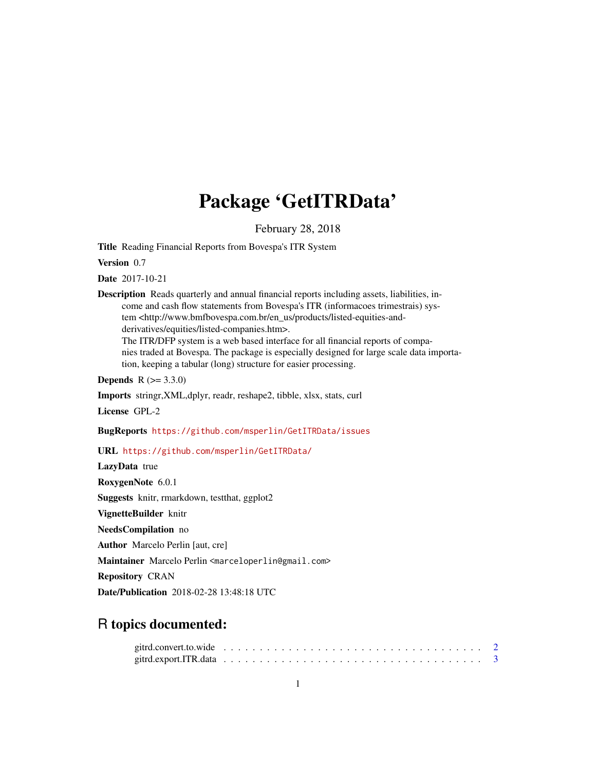# Package 'GetITRData'

February 28, 2018

**Title** Reading Financial Reports from Bovespa's ITR System

**Version** 0.7

**Date** 2017-10-21

**Description** Reads quarterly and annual financial reports including assets, liabilities, income and cash flow statements from Bovespa's ITR (informacoes trimestrais) system <http://www.bmfbovespa.com.br/en_us/products/listed-equities-and-derivatives/equities/listed-companies.htm>.
The ITR/DFP system is a web based interface for all financial reports of companies traded at Bovespa. The package is especially designed for large scale data importation, keeping a tabular (long) structure for easier processing.

**Depends** R (>= 3.3.0)

**Imports** stringr,XML,dplyr, readr, reshape2, tibble, xlsx, stats, curl

**License** GPL-2

**BugReports** https://github.com/msperlin/GetITRData/issues

**URL** https://github.com/msperlin/GetITRData/

**LazyData** true

**RoxygenNote** 6.0.1

**Suggests** knitr, rmarkdown, testthat, ggplot2

**VignetteBuilder** knitr

**NeedsCompilation** no

**Author** Marcelo Perlin [aut, cre]

**Maintainer** Marcelo Perlin <marceloperlin@gmail.com>

**Repository** CRAN

**Date/Publication** 2018-02-28 13:48:18 UTC

## R topics documented:

gitrd.convert.to.wide . . . . . . . . . . . . . . . . . . . . . . . . . . . . . . . . . . 2
gitrd.export.ITR.data . . . . . . . . . . . . . . . . . . . . . . . . . . . . . . . . . . 3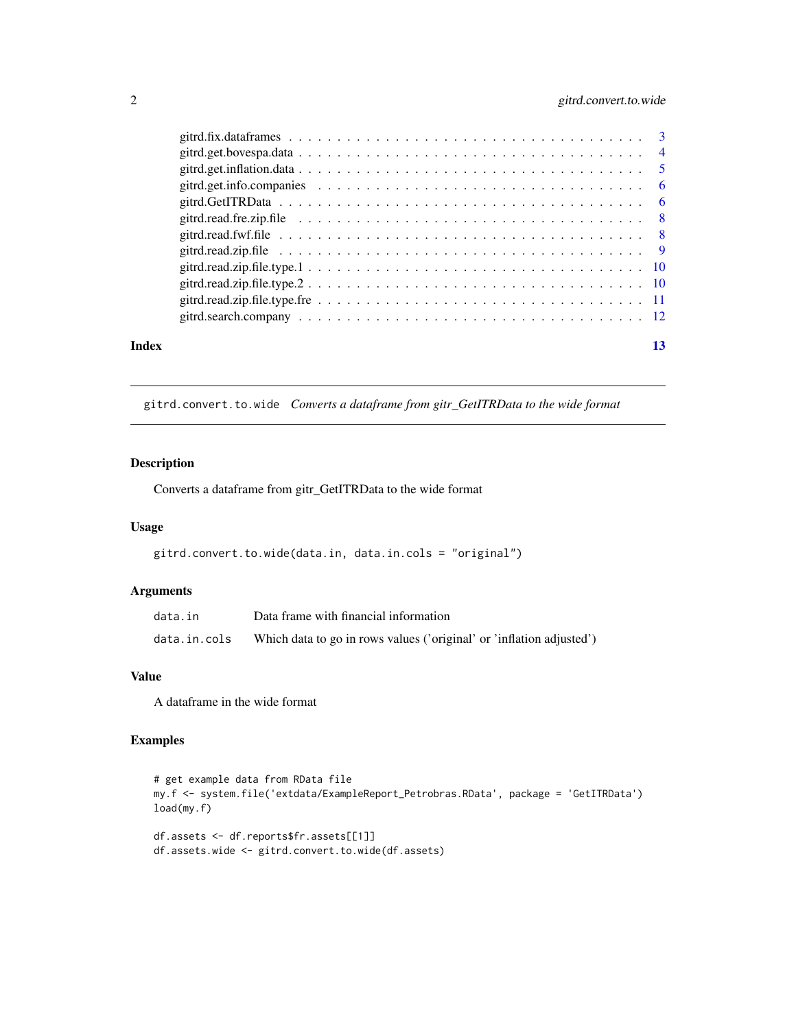gitrd.fix.dataframes . . . . . . . . . . . . . . . . . . . . . . . . . . . . . . . . . . 3
gitrd.get.bovespa.data . . . . . . . . . . . . . . . . . . . . . . . . . . . . . . . . . 4
gitrd.get.inflation.data . . . . . . . . . . . . . . . . . . . . . . . . . . . . . . . . . 5
gitrd.get.info.companies . . . . . . . . . . . . . . . . . . . . . . . . . . . . . . . . 6
gitrd.GetITRData . . . . . . . . . . . . . . . . . . . . . . . . . . . . . . . . . . . . 6
gitrd.read.fre.zip.file . . . . . . . . . . . . . . . . . . . . . . . . . . . . . . . . . 8
gitrd.read.fwf.file . . . . . . . . . . . . . . . . . . . . . . . . . . . . . . . . . . . 8
gitrd.read.zip.file . . . . . . . . . . . . . . . . . . . . . . . . . . . . . . . . . . . 9
gitrd.read.zip.file.type.1 . . . . . . . . . . . . . . . . . . . . . . . . . . . . . . . 10
gitrd.read.zip.file.type.2 . . . . . . . . . . . . . . . . . . . . . . . . . . . . . . . 10
gitrd.read.zip.file.type.fre . . . . . . . . . . . . . . . . . . . . . . . . . . . . . . 11
gitrd.search.company . . . . . . . . . . . . . . . . . . . . . . . . . . . . . . . . . . 12

**Index** **13**

---

## gitrd.convert.to.wide *Converts a dataframe from gitr_GetITRData to the wide format*

---

### Description

Converts a dataframe from gitr_GetITRData to the wide format

### Usage

```
gitrd.convert.to.wide(data.in, data.in.cols = "original")
```

### Arguments

| | |
|---|---|
| data.in | Data frame with financial information |
| data.in.cols | Which data to go in rows values ('original' or 'inflation adjusted') |

### Value

A dataframe in the wide format

### Examples

```
# get example data from RData file
my.f <- system.file('extdata/ExampleReport_Petrobras.RData', package = 'GetITRData')
load(my.f)

df.assets <- df.reports$fr.assets[[1]]
df.assets.wide <- gitrd.convert.to.wide(df.assets)
```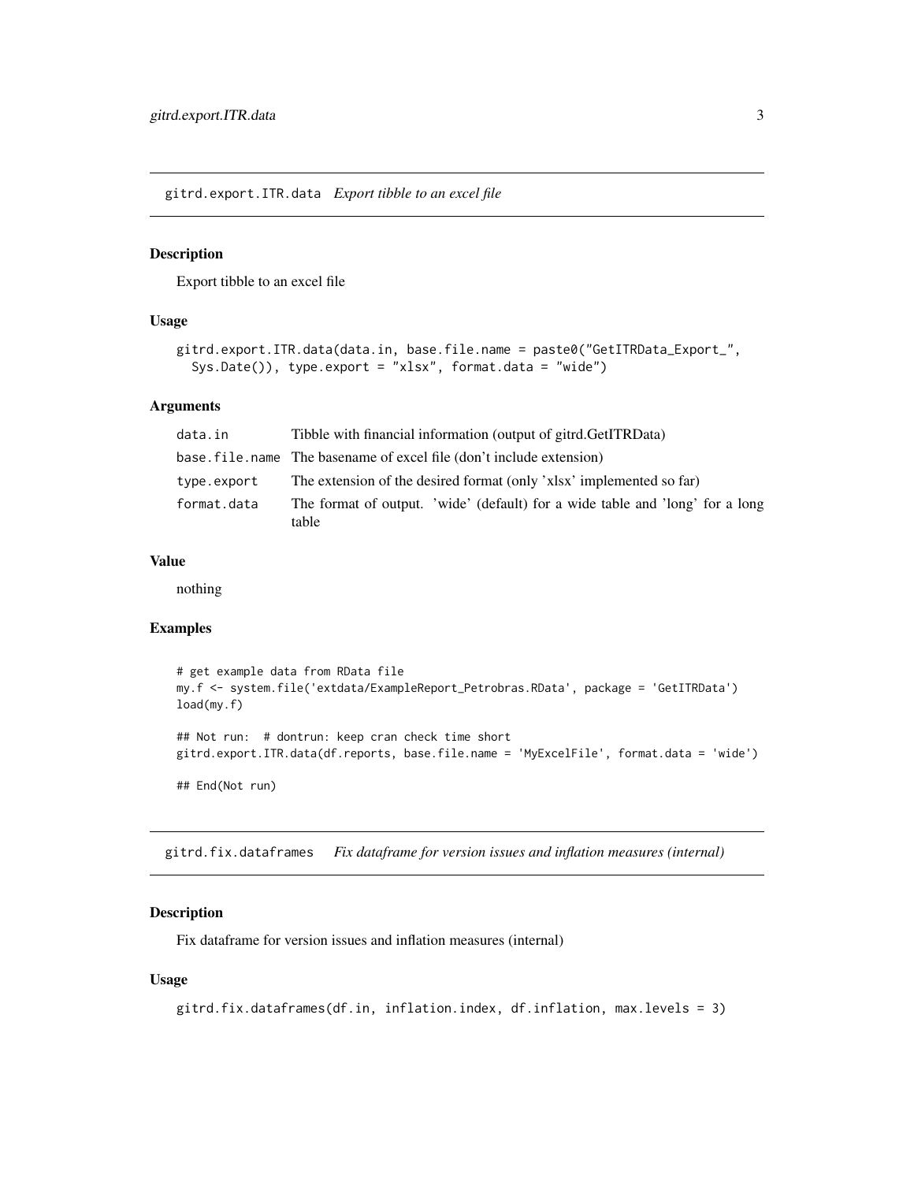## gitrd.export.ITR.data *Export tibble to an excel file*

### Description

Export tibble to an excel file

### Usage

```
gitrd.export.ITR.data(data.in, base.file.name = paste0("GetITRData_Export_",
  Sys.Date()), type.export = "xlsx", format.data = "wide")
```

### Arguments

| | |
|---|---|
| `data.in` | Tibble with financial information (output of gitrd.GetITRData) |
| `base.file.name` | The basename of excel file (don't include extension) |
| `type.export` | The extension of the desired format (only 'xlsx' implemented so far) |
| `format.data` | The format of output. 'wide' (default) for a wide table and 'long' for a long table |

### Value

nothing

### Examples

```
# get example data from RData file
my.f <- system.file('extdata/ExampleReport_Petrobras.RData', package = 'GetITRData')
load(my.f)

## Not run:  # dontrun: keep cran check time short
gitrd.export.ITR.data(df.reports, base.file.name = 'MyExcelFile', format.data = 'wide')

## End(Not run)
```

## gitrd.fix.dataframes *Fix dataframe for version issues and inflation measures (internal)*

### Description

Fix dataframe for version issues and inflation measures (internal)

### Usage

```
gitrd.fix.dataframes(df.in, inflation.index, df.inflation, max.levels = 3)
```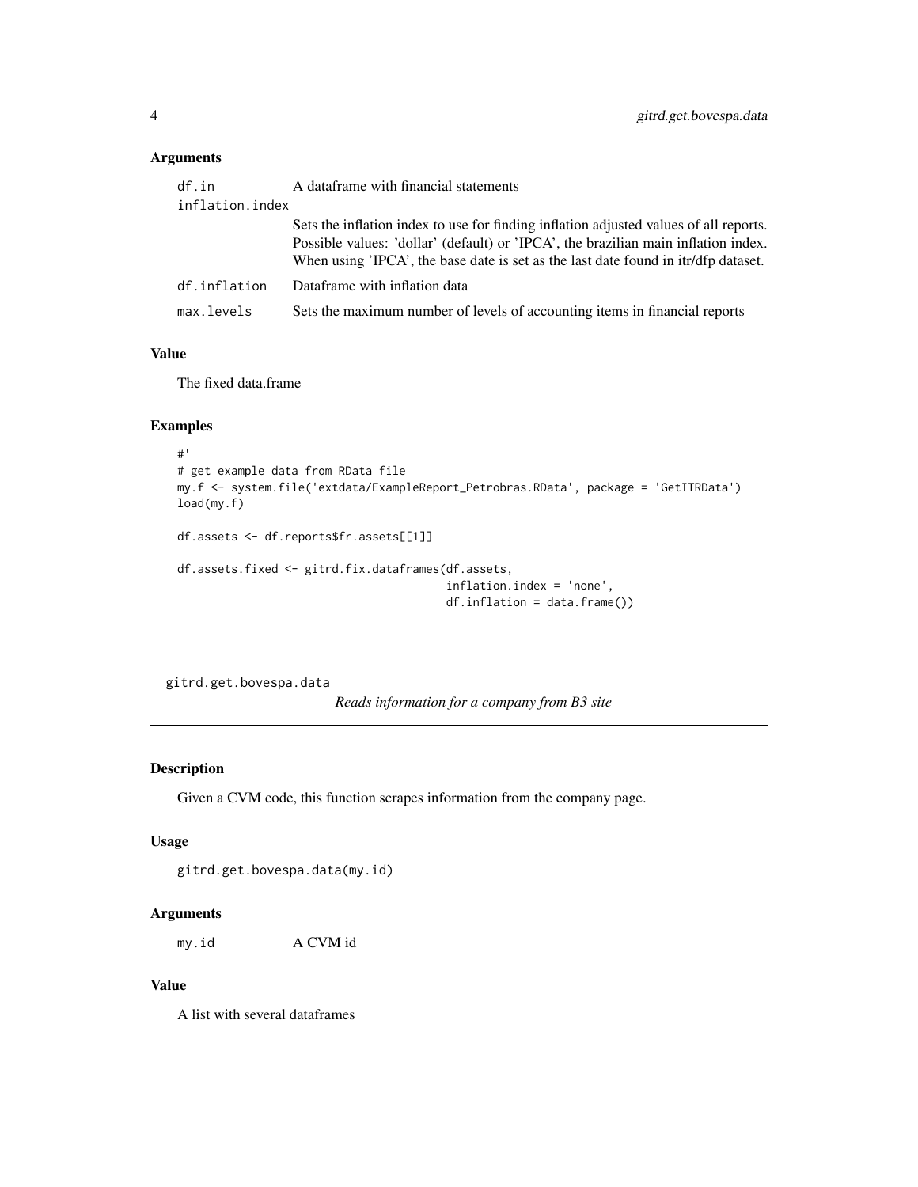### Arguments

| | |
|---|---|
| df.in | A dataframe with financial statements |
| inflation.index | Sets the inflation index to use for finding inflation adjusted values of all reports. Possible values: 'dollar' (default) or 'IPCA', the brazilian main inflation index. When using 'IPCA', the base date is set as the last date found in itr/dfp dataset. |
| df.inflation | Dataframe with inflation data |
| max.levels | Sets the maximum number of levels of accounting items in financial reports |

### Value

The fixed data.frame

### Examples

```
#'
# get example data from RData file
my.f <- system.file('extdata/ExampleReport_Petrobras.RData', package = 'GetITRData')
load(my.f)

df.assets <- df.reports$fr.assets[[1]]

df.assets.fixed <- gitrd.fix.dataframes(df.assets,
                                        inflation.index = 'none',
                                        df.inflation = data.frame())
```

---

## gitrd.get.bovespa.data

*Reads information for a company from B3 site*

---

### Description

Given a CVM code, this function scrapes information from the company page.

### Usage

```
gitrd.get.bovespa.data(my.id)
```

### Arguments

| | |
|---|---|
| my.id | A CVM id |

### Value

A list with several dataframes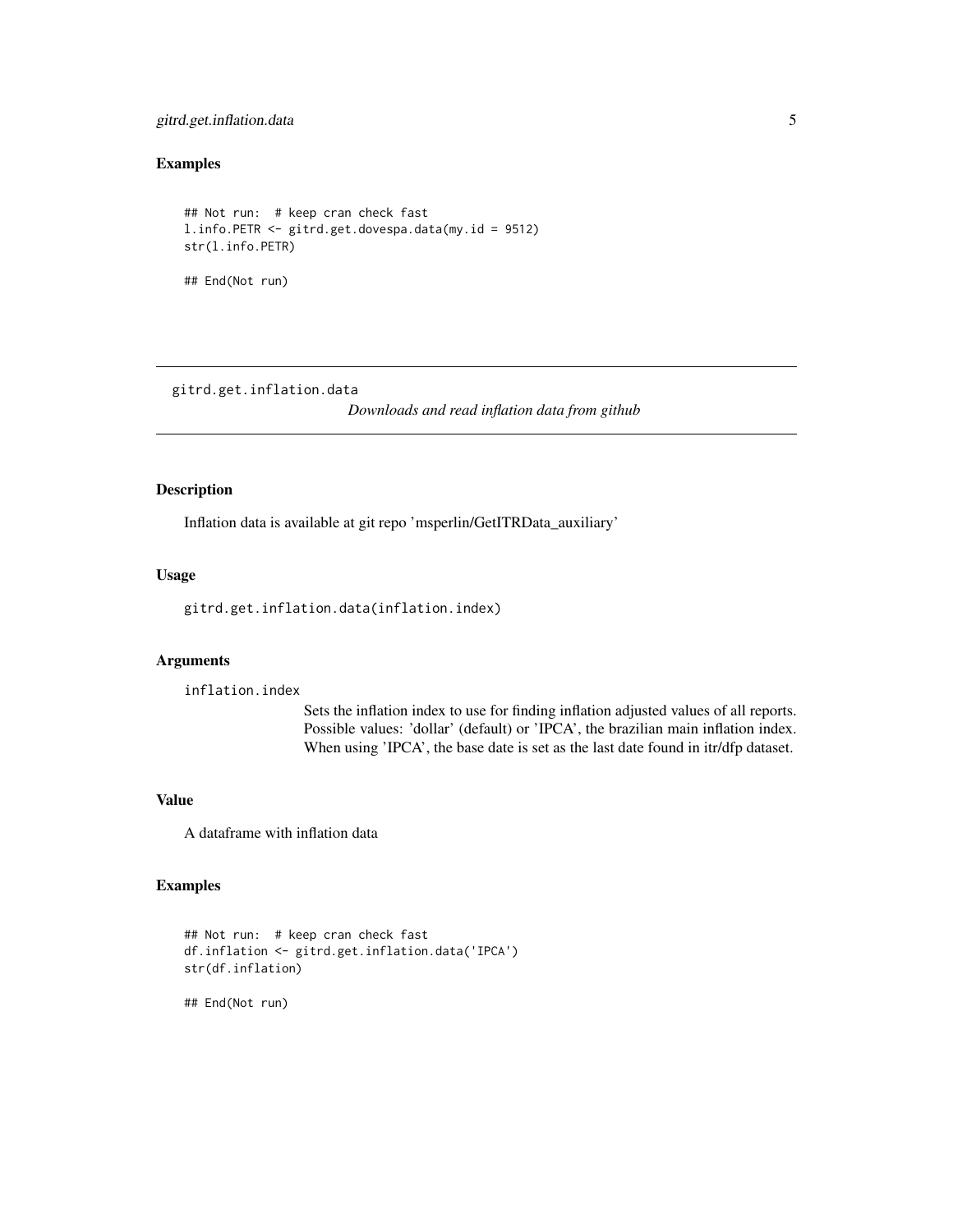### Examples

```
## Not run:  # keep cran check fast
l.info.PETR <- gitrd.get.dovespa.data(my.id = 9512)
str(l.info.PETR)

## End(Not run)
```

---

## gitrd.get.inflation.data

*Downloads and read inflation data from github*

---

### Description

Inflation data is available at git repo 'msperlin/GetITRData_auxiliary'

### Usage

```
gitrd.get.inflation.data(inflation.index)
```

### Arguments

`inflation.index`
: Sets the inflation index to use for finding inflation adjusted values of all reports. Possible values: 'dollar' (default) or 'IPCA', the brazilian main inflation index. When using 'IPCA', the base date is set as the last date found in itr/dfp dataset.

### Value

A dataframe with inflation data

### Examples

```
## Not run:  # keep cran check fast
df.inflation <- gitrd.get.inflation.data('IPCA')
str(df.inflation)

## End(Not run)
```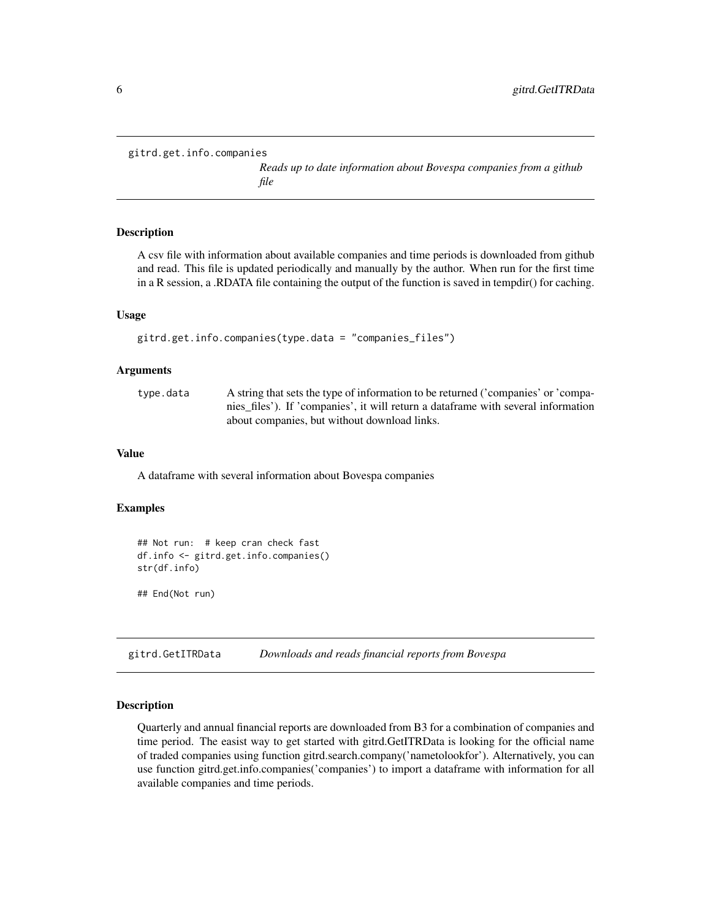## gitrd.get.info.companies

*Reads up to date information about Bovespa companies from a github file*

### Description

A csv file with information about available companies and time periods is downloaded from github and read. This file is updated periodically and manually by the author. When run for the first time in a R session, a .RDATA file containing the output of the function is saved in tempdir() for caching.

### Usage

```
gitrd.get.info.companies(type.data = "companies_files")
```

### Arguments

| | |
|---|---|
| type.data | A string that sets the type of information to be returned ('companies' or 'companies_files'). If 'companies', it will return a dataframe with several information about companies, but without download links. |

### Value

A dataframe with several information about Bovespa companies

### Examples

```
## Not run:  # keep cran check fast
df.info <- gitrd.get.info.companies()
str(df.info)

## End(Not run)
```

## gitrd.GetITRData

*Downloads and reads financial reports from Bovespa*

### Description

Quarterly and annual financial reports are downloaded from B3 for a combination of companies and time period. The easist way to get started with gitrd.GetITRData is looking for the official name of traded companies using function gitrd.search.company('nametolookfor'). Alternatively, you can use function gitrd.get.info.companies('companies') to import a dataframe with information for all available companies and time periods.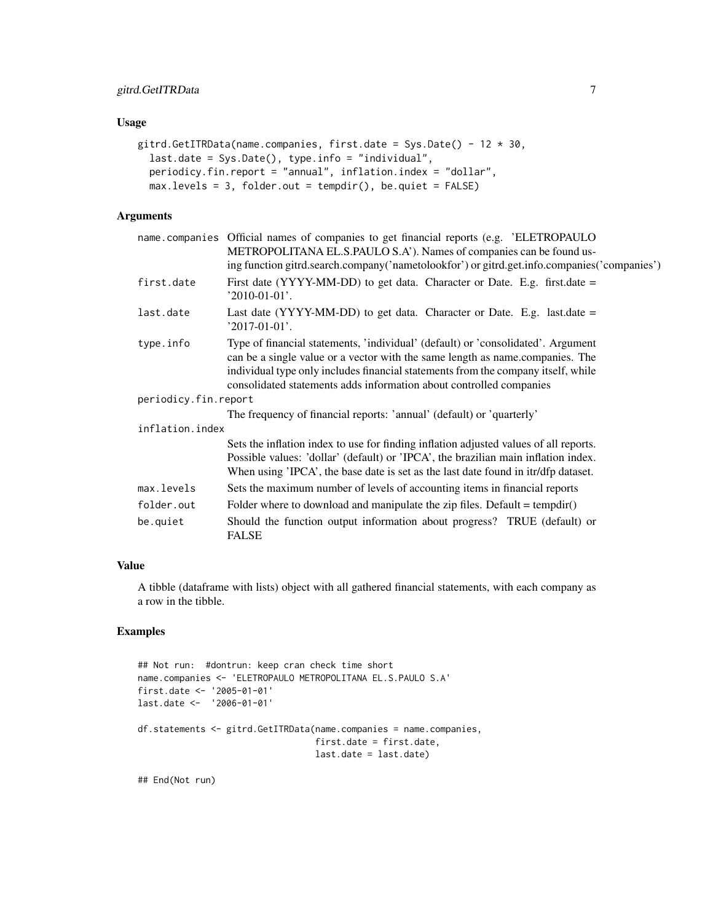## Usage

```
gitrd.GetITRData(name.companies, first.date = Sys.Date() - 12 * 30,
  last.date = Sys.Date(), type.info = "individual",
  periodicy.fin.report = "annual", inflation.index = "dollar",
  max.levels = 3, folder.out = tempdir(), be.quiet = FALSE)
```

## Arguments

| Argument | Description |
| --- | --- |
| `name.companies` | Official names of companies to get financial reports (e.g. 'ELETROPAULO METROPOLITANA EL.S.PAULO S.A'). Names of companies can be found using function gitrd.search.company('nametolookfor') or gitrd.get.info.companies('companies') |
| `first.date` | First date (YYYY-MM-DD) to get data. Character or Date. E.g. first.date = '2010-01-01'. |
| `last.date` | Last date (YYYY-MM-DD) to get data. Character or Date. E.g. last.date = '2017-01-01'. |
| `type.info` | Type of financial statements, 'individual' (default) or 'consolidated'. Argument can be a single value or a vector with the same length as name.companies. The individual type only includes financial statements from the company itself, while consolidated statements adds information about controlled companies |
| `periodicy.fin.report` | The frequency of financial reports: 'annual' (default) or 'quarterly' |
| `inflation.index` | Sets the inflation index to use for finding inflation adjusted values of all reports. Possible values: 'dollar' (default) or 'IPCA', the brazilian main inflation index. When using 'IPCA', the base date is set as the last date found in itr/dfp dataset. |
| `max.levels` | Sets the maximum number of levels of accounting items in financial reports |
| `folder.out` | Folder where to download and manipulate the zip files. Default = tempdir() |
| `be.quiet` | Should the function output information about progress? TRUE (default) or FALSE |

## Value

A tibble (dataframe with lists) object with all gathered financial statements, with each company as a row in the tibble.

## Examples

```
## Not run:  #dontrun: keep cran check time short
name.companies <- 'ELETROPAULO METROPOLITANA EL.S.PAULO S.A'
first.date <- '2005-01-01'
last.date <-  '2006-01-01'

df.statements <- gitrd.GetITRData(name.companies = name.companies,
                                  first.date = first.date,
                                  last.date = last.date)

## End(Not run)
```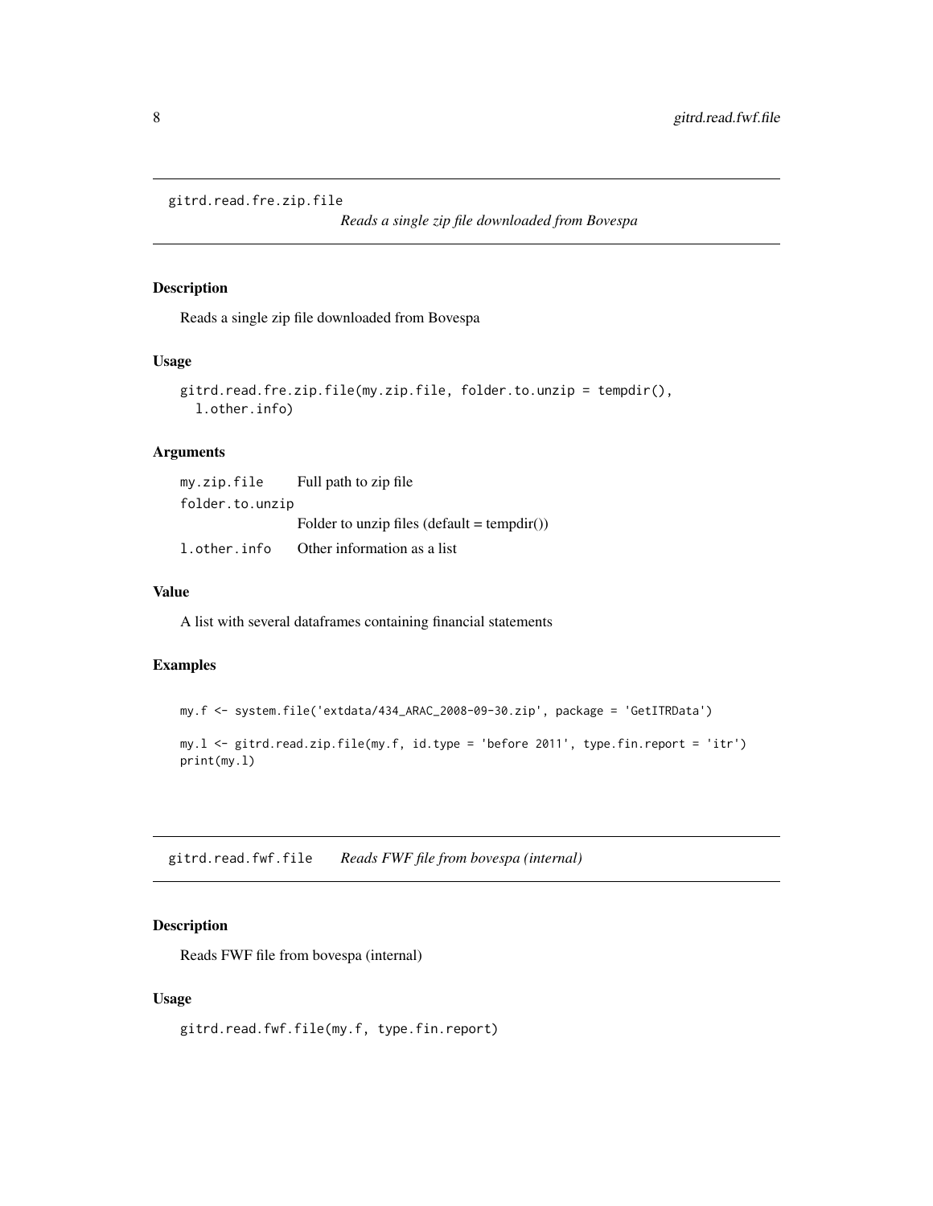## gitrd.read.fre.zip.file

*Reads a single zip file downloaded from Bovespa*

### Description

Reads a single zip file downloaded from Bovespa

### Usage

```
gitrd.read.fre.zip.file(my.zip.file, folder.to.unzip = tempdir(),
  l.other.info)
```

### Arguments

| | |
|---|---|
| my.zip.file | Full path to zip file |
| folder.to.unzip | Folder to unzip files (default = tempdir()) |
| l.other.info | Other information as a list |

### Value

A list with several dataframes containing financial statements

### Examples

```
my.f <- system.file('extdata/434_ARAC_2008-09-30.zip', package = 'GetITRData')

my.l <- gitrd.read.zip.file(my.f, id.type = 'before 2011', type.fin.report = 'itr')
print(my.l)
```

## gitrd.read.fwf.file

*Reads FWF file from bovespa (internal)*

### Description

Reads FWF file from bovespa (internal)

### Usage

```
gitrd.read.fwf.file(my.f, type.fin.report)
```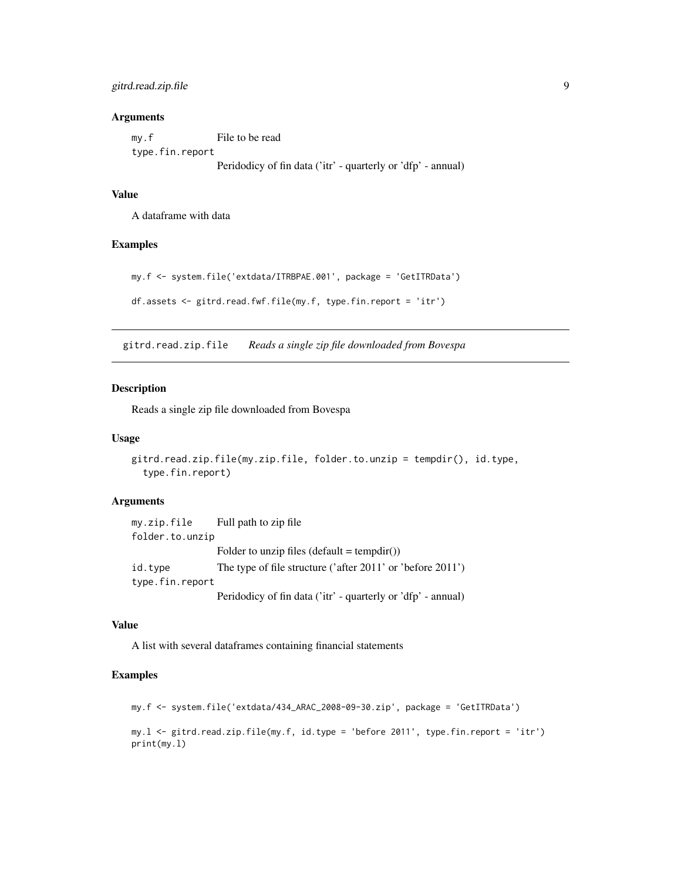### Arguments

- `my.f` — File to be read
- `type.fin.report` — Peridodicy of fin data ('itr' - quarterly or 'dfp' - annual)

### Value

A dataframe with data

### Examples

```
my.f <- system.file('extdata/ITRBPAE.001', package = 'GetITRData')

df.assets <- gitrd.read.fwf.file(my.f, type.fin.report = 'itr')
```

---

## `gitrd.read.zip.file` *Reads a single zip file downloaded from Bovespa*

### Description

Reads a single zip file downloaded from Bovespa

### Usage

```
gitrd.read.zip.file(my.zip.file, folder.to.unzip = tempdir(), id.type,
  type.fin.report)
```

### Arguments

- `my.zip.file` — Full path to zip file
- `folder.to.unzip` — Folder to unzip files (default = tempdir())
- `id.type` — The type of file structure ('after 2011' or 'before 2011')
- `type.fin.report` — Peridodicy of fin data ('itr' - quarterly or 'dfp' - annual)

### Value

A list with several dataframes containing financial statements

### Examples

```
my.f <- system.file('extdata/434_ARAC_2008-09-30.zip', package = 'GetITRData')

my.l <- gitrd.read.zip.file(my.f, id.type = 'before 2011', type.fin.report = 'itr')
print(my.l)
```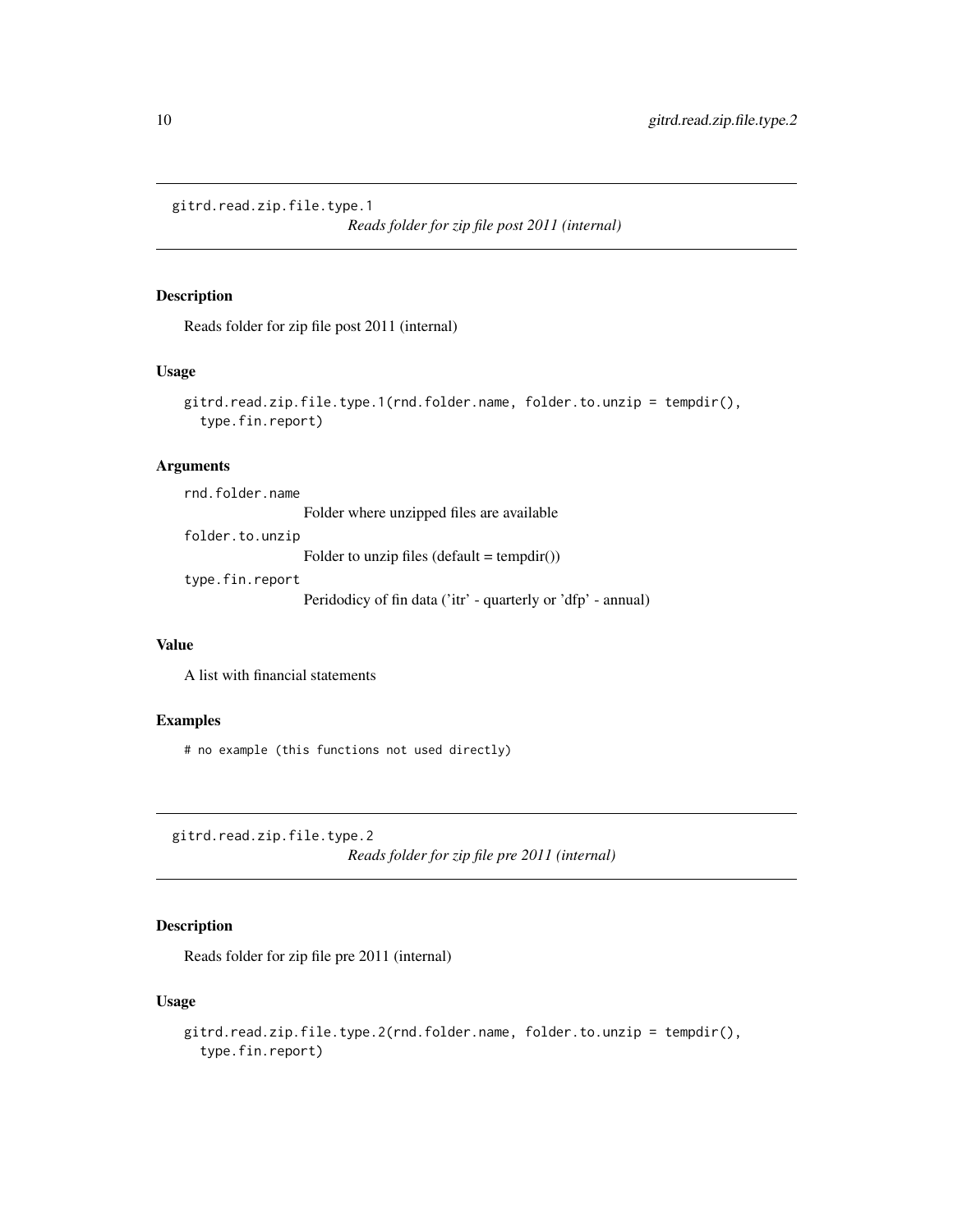## gitrd.read.zip.file.type.1

*Reads folder for zip file post 2011 (internal)*

### Description

Reads folder for zip file post 2011 (internal)

### Usage

```
gitrd.read.zip.file.type.1(rnd.folder.name, folder.to.unzip = tempdir(),
  type.fin.report)
```

### Arguments

`rnd.folder.name`
: Folder where unzipped files are available

`folder.to.unzip`
: Folder to unzip files (default = tempdir())

`type.fin.report`
: Peridodicy of fin data ('itr' - quarterly or 'dfp' - annual)

### Value

A list with financial statements

### Examples

```
# no example (this functions not used directly)
```

## gitrd.read.zip.file.type.2

*Reads folder for zip file pre 2011 (internal)*

### Description

Reads folder for zip file pre 2011 (internal)

### Usage

```
gitrd.read.zip.file.type.2(rnd.folder.name, folder.to.unzip = tempdir(),
  type.fin.report)
```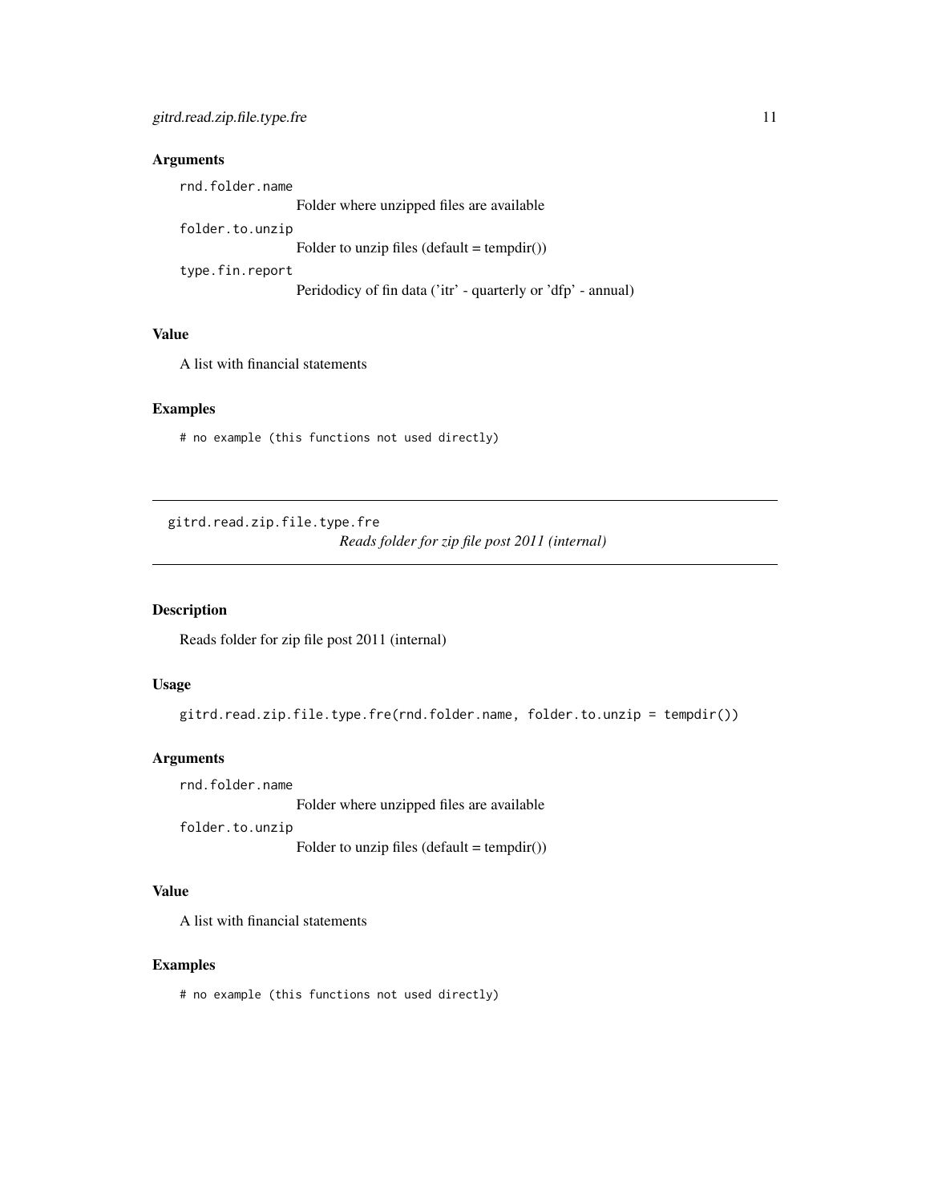### Arguments

`rnd.folder.name`
: Folder where unzipped files are available

`folder.to.unzip`
: Folder to unzip files (default = tempdir())

`type.fin.report`
: Peridodicy of fin data ('itr' - quarterly or 'dfp' - annual)

### Value

A list with financial statements

### Examples

```
# no example (this functions not used directly)
```

---

## gitrd.read.zip.file.type.fre — *Reads folder for zip file post 2011 (internal)*

### Description

Reads folder for zip file post 2011 (internal)

### Usage

```
gitrd.read.zip.file.type.fre(rnd.folder.name, folder.to.unzip = tempdir())
```

### Arguments

`rnd.folder.name`
: Folder where unzipped files are available

`folder.to.unzip`
: Folder to unzip files (default = tempdir())

### Value

A list with financial statements

### Examples

```
# no example (this functions not used directly)
```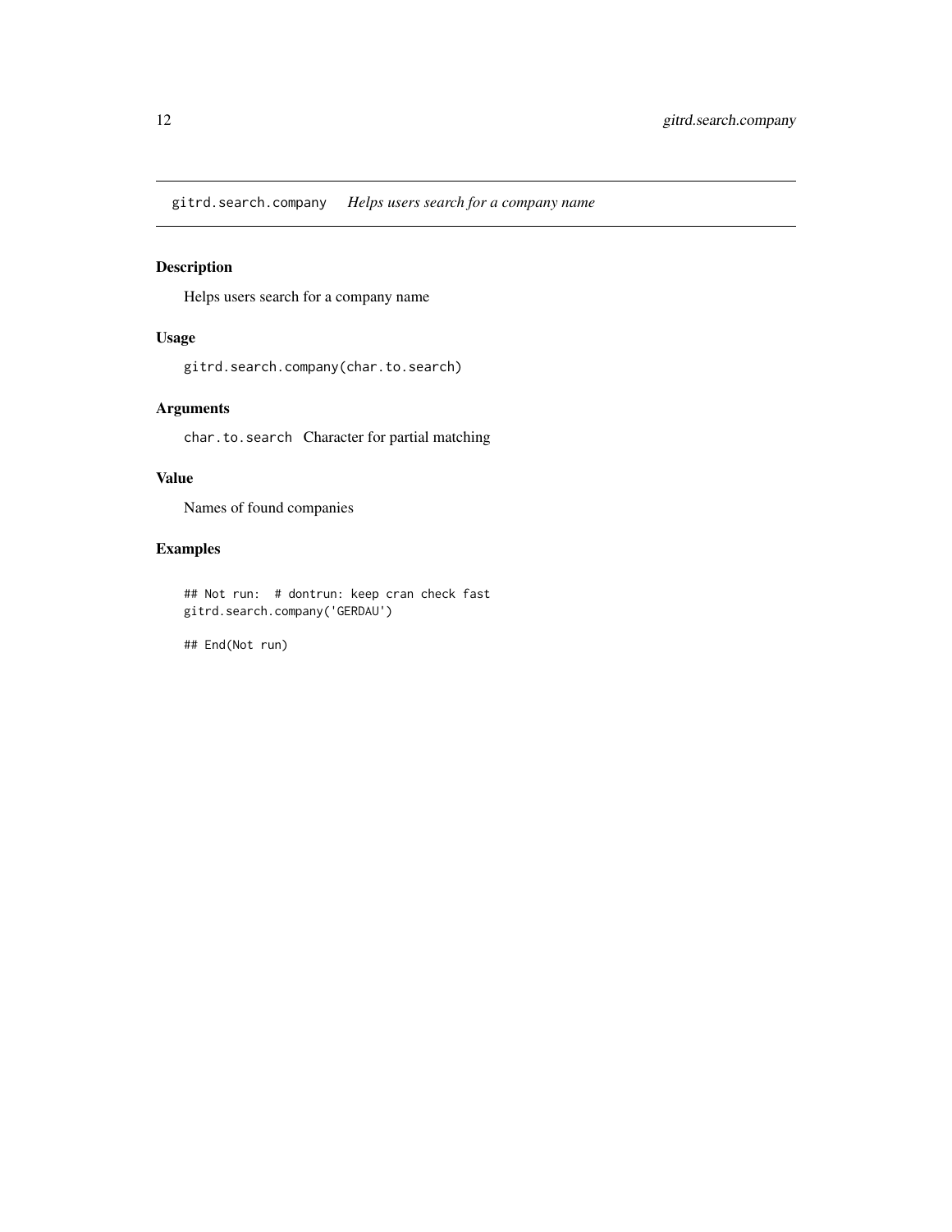gitrd.search.company *Helps users search for a company name*

## Description

Helps users search for a company name

## Usage

```
gitrd.search.company(char.to.search)
```

## Arguments

`char.to.search` Character for partial matching

## Value

Names of found companies

## Examples

```
## Not run:  # dontrun: keep cran check fast
gitrd.search.company('GERDAU')

## End(Not run)
```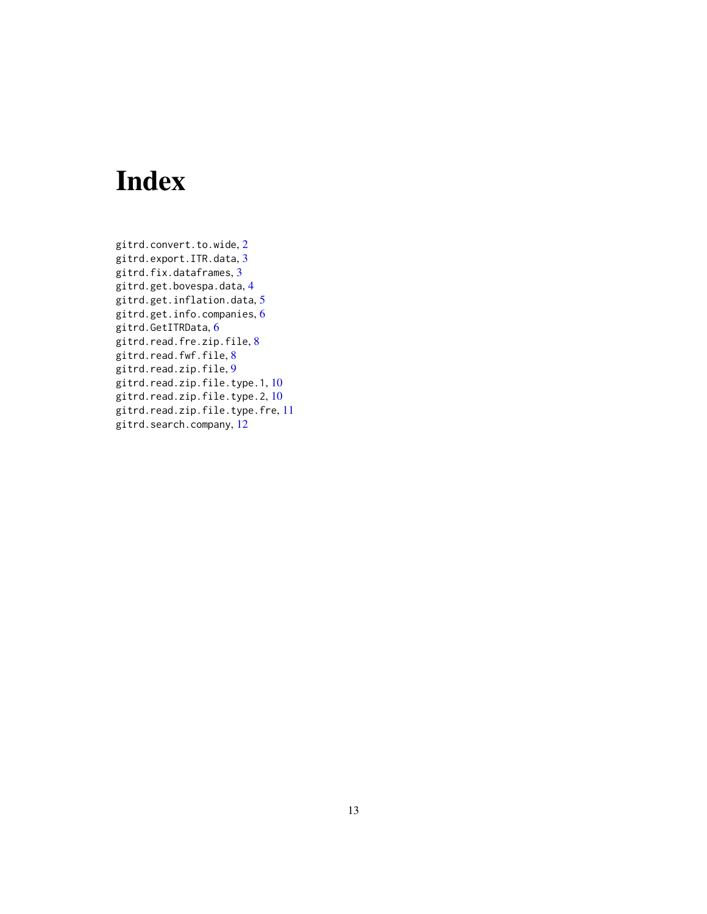# Index

gitrd.convert.to.wide, 2
gitrd.export.ITR.data, 3
gitrd.fix.dataframes, 3
gitrd.get.bovespa.data, 4
gitrd.get.inflation.data, 5
gitrd.get.info.companies, 6
gitrd.GetITRData, 6
gitrd.read.fre.zip.file, 8
gitrd.read.fwf.file, 8
gitrd.read.zip.file, 9
gitrd.read.zip.file.type.1, 10
gitrd.read.zip.file.type.2, 10
gitrd.read.zip.file.type.fre, 11
gitrd.search.company, 12